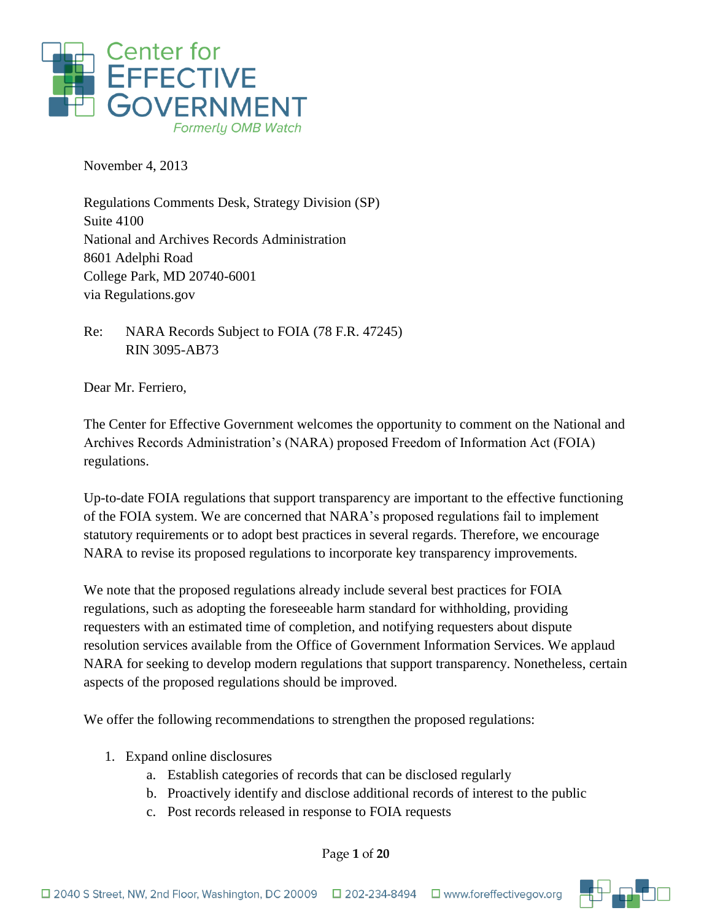Center for
EFFECTIVE
GOVERNMENT
*Formerly OMB Watch*

November 4, 2013

Regulations Comments Desk, Strategy Division (SP)
Suite 4100
National and Archives Records Administration
8601 Adelphi Road
College Park, MD 20740-6001
via Regulations.gov

Re: NARA Records Subject to FOIA (78 F.R. 47245)
RIN 3095-AB73

Dear Mr. Ferriero,

The Center for Effective Government welcomes the opportunity to comment on the National and Archives Records Administration's (NARA) proposed Freedom of Information Act (FOIA) regulations.

Up-to-date FOIA regulations that support transparency are important to the effective functioning of the FOIA system. We are concerned that NARA's proposed regulations fail to implement statutory requirements or to adopt best practices in several regards. Therefore, we encourage NARA to revise its proposed regulations to incorporate key transparency improvements.

We note that the proposed regulations already include several best practices for FOIA regulations, such as adopting the foreseeable harm standard for withholding, providing requesters with an estimated time of completion, and notifying requesters about dispute resolution services available from the Office of Government Information Services. We applaud NARA for seeking to develop modern regulations that support transparency. Nonetheless, certain aspects of the proposed regulations should be improved.

We offer the following recommendations to strengthen the proposed regulations:

1. Expand online disclosures
   a. Establish categories of records that can be disclosed regularly
   b. Proactively identify and disclose additional records of interest to the public
   c. Post records released in response to FOIA requests

2040 S Street, NW, 2nd Floor, Washington, DC 20009 | 202-234-8494 | www.foreffectivegov.org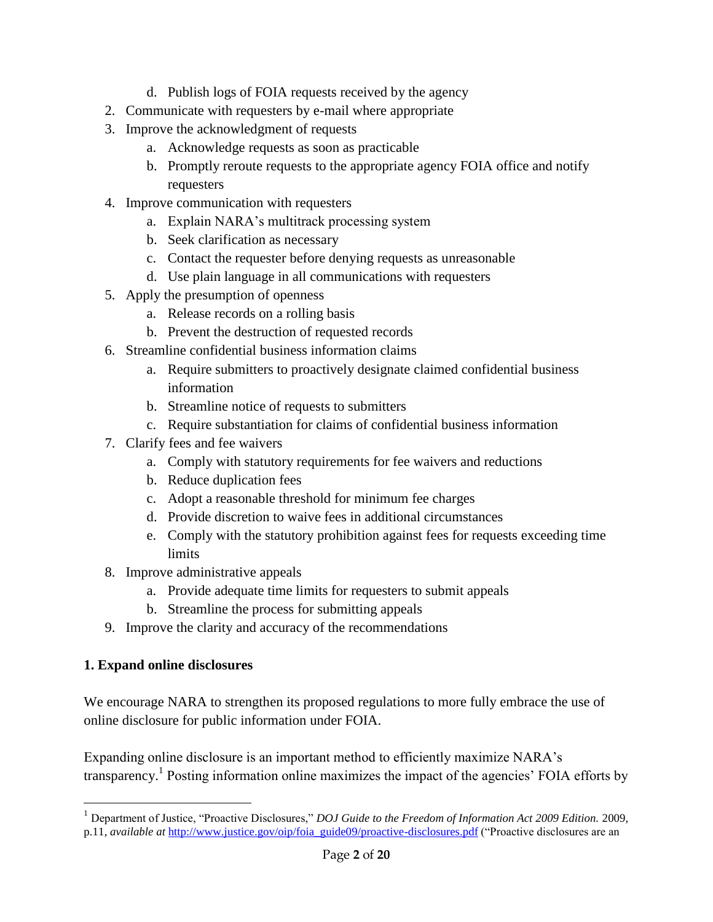d. Publish logs of FOIA requests received by the agency
2. Communicate with requesters by e-mail where appropriate
3. Improve the acknowledgment of requests
   a. Acknowledge requests as soon as practicable
   b. Promptly reroute requests to the appropriate agency FOIA office and notify requesters
4. Improve communication with requesters
   a. Explain NARA's multitrack processing system
   b. Seek clarification as necessary
   c. Contact the requester before denying requests as unreasonable
   d. Use plain language in all communications with requesters
5. Apply the presumption of openness
   a. Release records on a rolling basis
   b. Prevent the destruction of requested records
6. Streamline confidential business information claims
   a. Require submitters to proactively designate claimed confidential business information
   b. Streamline notice of requests to submitters
   c. Require substantiation for claims of confidential business information
7. Clarify fees and fee waivers
   a. Comply with statutory requirements for fee waivers and reductions
   b. Reduce duplication fees
   c. Adopt a reasonable threshold for minimum fee charges
   d. Provide discretion to waive fees in additional circumstances
   e. Comply with the statutory prohibition against fees for requests exceeding time limits
8. Improve administrative appeals
   a. Provide adequate time limits for requesters to submit appeals
   b. Streamline the process for submitting appeals
9. Improve the clarity and accuracy of the recommendations

**1. Expand online disclosures**

We encourage NARA to strengthen its proposed regulations to more fully embrace the use of online disclosure for public information under FOIA.

Expanding online disclosure is an important method to efficiently maximize NARA's transparency.[1] Posting information online maximizes the impact of the agencies' FOIA efforts by

[1] Department of Justice, "Proactive Disclosures," *DOJ Guide to the Freedom of Information Act 2009 Edition.* 2009, p.11, *available at* http://www.justice.gov/oip/foia_guide09/proactive-disclosures.pdf ("Proactive disclosures are an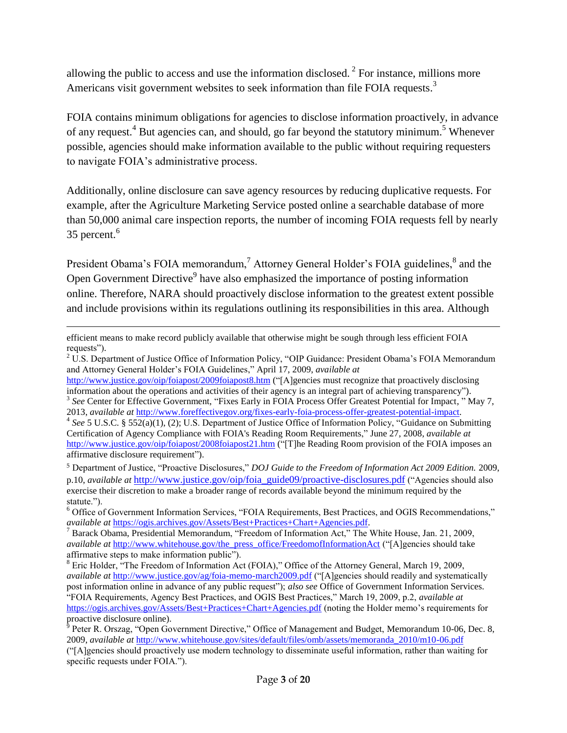allowing the public to access and use the information disclosed.[2] For instance, millions more Americans visit government websites to seek information than file FOIA requests.[3]

FOIA contains minimum obligations for agencies to disclose information proactively, in advance of any request.[4] But agencies can, and should, go far beyond the statutory minimum.[5] Whenever possible, agencies should make information available to the public without requiring requesters to navigate FOIA's administrative process.

Additionally, online disclosure can save agency resources by reducing duplicative requests. For example, after the Agriculture Marketing Service posted online a searchable database of more than 50,000 animal care inspection reports, the number of incoming FOIA requests fell by nearly 35 percent.[6]

President Obama's FOIA memorandum,[7] Attorney General Holder's FOIA guidelines,[8] and the Open Government Directive[9] have also emphasized the importance of posting information online. Therefore, NARA should proactively disclose information to the greatest extent possible and include provisions within its regulations outlining its responsibilities in this area. Although

---

efficient means to make record publicly available that otherwise might be sough through less efficient FOIA requests").

[2] U.S. Department of Justice Office of Information Policy, "OIP Guidance: President Obama's FOIA Memorandum and Attorney General Holder's FOIA Guidelines," April 17, 2009, *available at* http://www.justice.gov/oip/foiapost/2009foiapost8.htm ("[A]gencies must recognize that proactively disclosing information about the operations and activities of their agency is an integral part of achieving transparency").

[3] *See* Center for Effective Government, "Fixes Early in FOIA Process Offer Greatest Potential for Impact, " May 7, 2013, *available at* http://www.foreffectivegov.org/fixes-early-foia-process-offer-greatest-potential-impact.

[4] *See* 5 U.S.C. § 552(a)(1), (2); U.S. Department of Justice Office of Information Policy, "Guidance on Submitting Certification of Agency Compliance with FOIA's Reading Room Requirements," June 27, 2008, *available at* http://www.justice.gov/oip/foiapost/2008foiapost21.htm ("[T]he Reading Room provision of the FOIA imposes an affirmative disclosure requirement").

[5] Department of Justice, "Proactive Disclosures," *DOJ Guide to the Freedom of Information Act 2009 Edition.* 2009, p.10, *available at* http://www.justice.gov/oip/foia_guide09/proactive-disclosures.pdf ("Agencies should also exercise their discretion to make a broader range of records available beyond the minimum required by the statute.").

[6] Office of Government Information Services, "FOIA Requirements, Best Practices, and OGIS Recommendations," *available at* https://ogis.archives.gov/Assets/Best+Practices+Chart+Agencies.pdf.

[7] Barack Obama, Presidential Memorandum, "Freedom of Information Act," The White House, Jan. 21, 2009, *available at* http://www.whitehouse.gov/the_press_office/FreedomofInformationAct ("[A]gencies should take affirmative steps to make information public").

[8] Eric Holder, "The Freedom of Information Act (FOIA)," Office of the Attorney General, March 19, 2009, *available at* http://www.justice.gov/ag/foia-memo-march2009.pdf ("[A]gencies should readily and systematically post information online in advance of any public request"); *also see* Office of Government Information Services. "FOIA Requirements, Agency Best Practices, and OGIS Best Practices," March 19, 2009, p.2, *available at* https://ogis.archives.gov/Assets/Best+Practices+Chart+Agencies.pdf (noting the Holder memo's requirements for proactive disclosure online).

[9] Peter R. Orszag, "Open Government Directive," Office of Management and Budget, Memorandum 10-06, Dec. 8, 2009, *available at* http://www.whitehouse.gov/sites/default/files/omb/assets/memoranda_2010/m10-06.pdf ("[A]gencies should proactively use modern technology to disseminate useful information, rather than waiting for specific requests under FOIA.").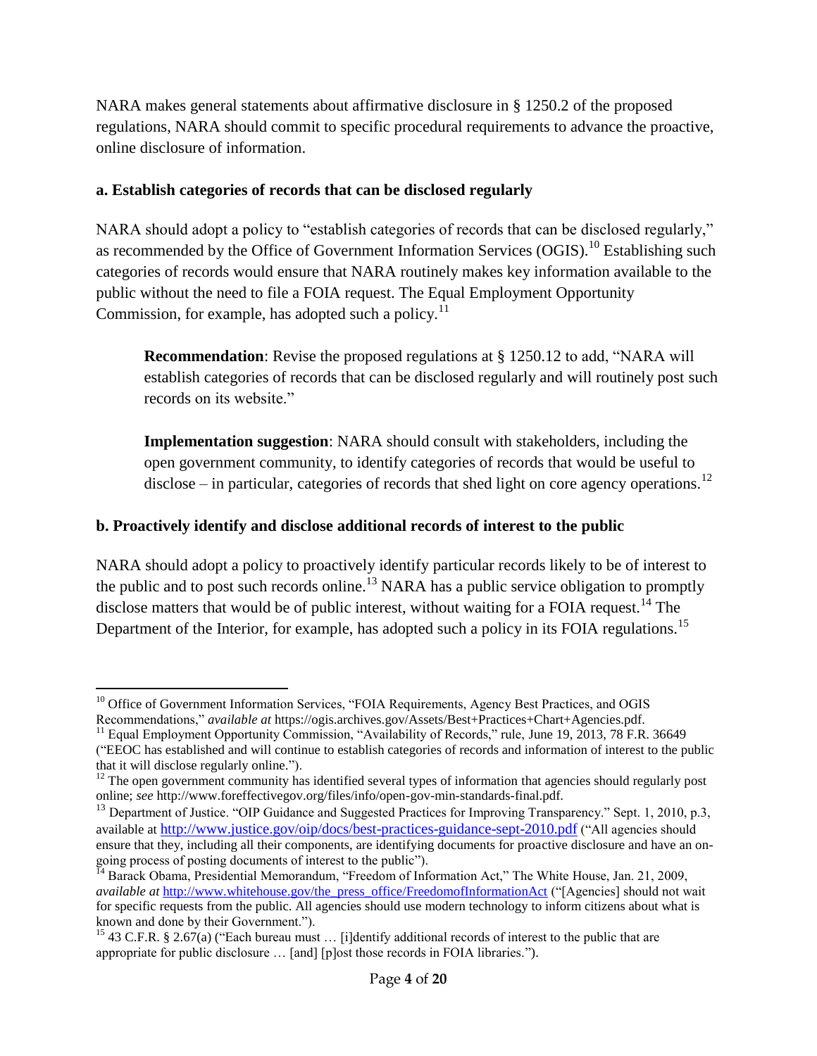NARA makes general statements about affirmative disclosure in § 1250.2 of the proposed regulations, NARA should commit to specific procedural requirements to advance the proactive, online disclosure of information.

**a. Establish categories of records that can be disclosed regularly**

NARA should adopt a policy to "establish categories of records that can be disclosed regularly," as recommended by the Office of Government Information Services (OGIS).[10] Establishing such categories of records would ensure that NARA routinely makes key information available to the public without the need to file a FOIA request. The Equal Employment Opportunity Commission, for example, has adopted such a policy.[11]

> **Recommendation**: Revise the proposed regulations at § 1250.12 to add, "NARA will establish categories of records that can be disclosed regularly and will routinely post such records on its website."
>
> **Implementation suggestion**: NARA should consult with stakeholders, including the open government community, to identify categories of records that would be useful to disclose – in particular, categories of records that shed light on core agency operations.[12]

**b. Proactively identify and disclose additional records of interest to the public**

NARA should adopt a policy to proactively identify particular records likely to be of interest to the public and to post such records online.[13] NARA has a public service obligation to promptly disclose matters that would be of public interest, without waiting for a FOIA request.[14] The Department of the Interior, for example, has adopted such a policy in its FOIA regulations.[15]

---

[10] Office of Government Information Services, "FOIA Requirements, Agency Best Practices, and OGIS Recommendations," *available at* https://ogis.archives.gov/Assets/Best+Practices+Chart+Agencies.pdf.

[11] Equal Employment Opportunity Commission, "Availability of Records," rule, June 19, 2013, 78 F.R. 36649 ("EEOC has established and will continue to establish categories of records and information of interest to the public that it will disclose regularly online.").

[12] The open government community has identified several types of information that agencies should regularly post online; *see* http://www.foreffectivegov.org/files/info/open-gov-min-standards-final.pdf.

[13] Department of Justice. "OIP Guidance and Suggested Practices for Improving Transparency." Sept. 1, 2010, p.3, available at http://www.justice.gov/oip/docs/best-practices-guidance-sept-2010.pdf ("All agencies should ensure that they, including all their components, are identifying documents for proactive disclosure and have an on-going process of posting documents of interest to the public").

[14] Barack Obama, Presidential Memorandum, "Freedom of Information Act," The White House, Jan. 21, 2009, *available at* http://www.whitehouse.gov/the_press_office/FreedomofInformationAct ("[Agencies] should not wait for specific requests from the public. All agencies should use modern technology to inform citizens about what is known and done by their Government.").

[15] 43 C.F.R. § 2.67(a) ("Each bureau must … [i]dentify additional records of interest to the public that are appropriate for public disclosure … [and] [p]ost those records in FOIA libraries.").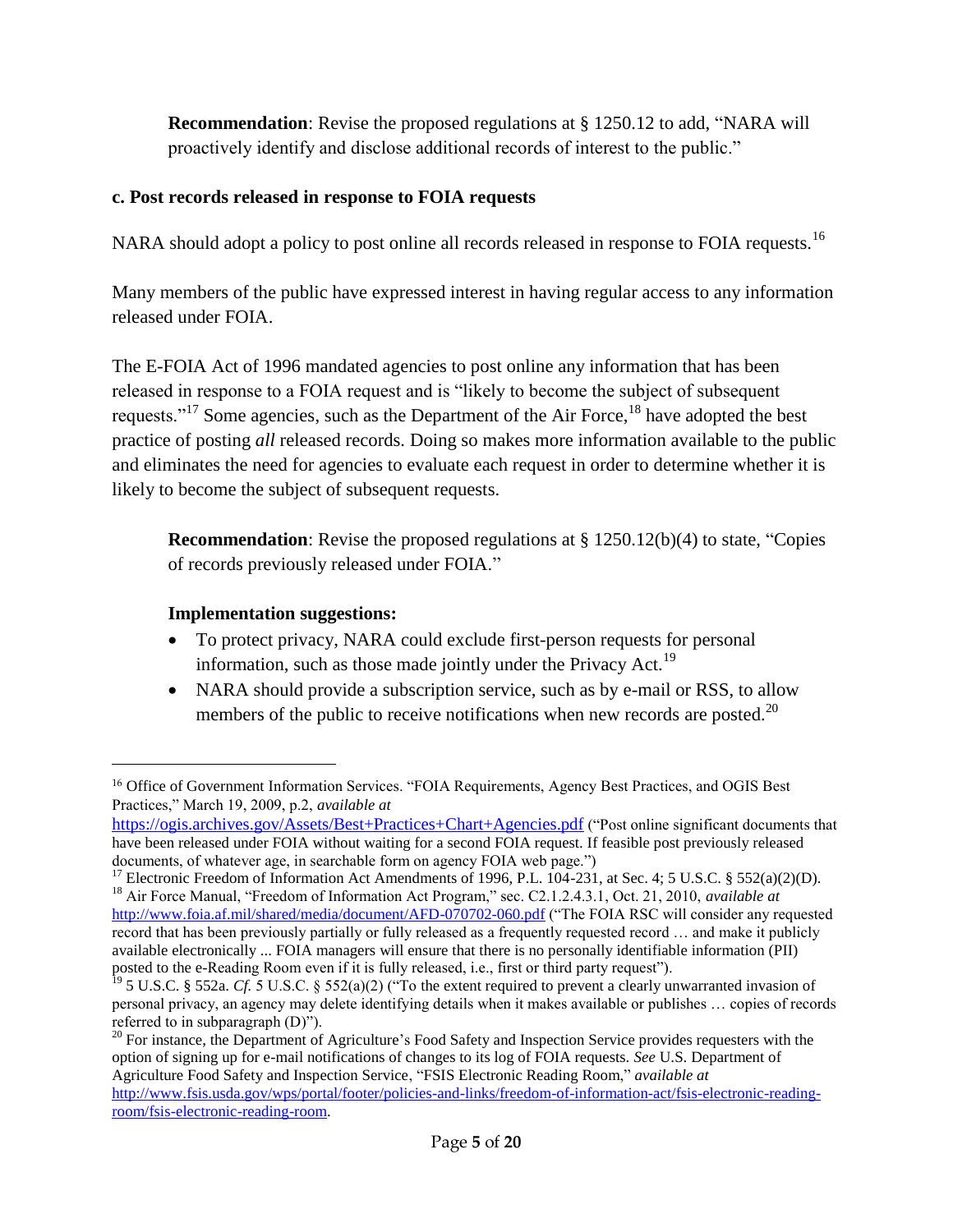**Recommendation**: Revise the proposed regulations at § 1250.12 to add, "NARA will proactively identify and disclose additional records of interest to the public."

### c. Post records released in response to FOIA requests

NARA should adopt a policy to post online all records released in response to FOIA requests.[16]

Many members of the public have expressed interest in having regular access to any information released under FOIA.

The E-FOIA Act of 1996 mandated agencies to post online any information that has been released in response to a FOIA request and is "likely to become the subject of subsequent requests."[17] Some agencies, such as the Department of the Air Force,[18] have adopted the best practice of posting *all* released records. Doing so makes more information available to the public and eliminates the need for agencies to evaluate each request in order to determine whether it is likely to become the subject of subsequent requests.

**Recommendation**: Revise the proposed regulations at § 1250.12(b)(4) to state, "Copies of records previously released under FOIA."

**Implementation suggestions:**

- To protect privacy, NARA could exclude first-person requests for personal information, such as those made jointly under the Privacy Act.[19]
- NARA should provide a subscription service, such as by e-mail or RSS, to allow members of the public to receive notifications when new records are posted.[20]

---

[16] Office of Government Information Services. "FOIA Requirements, Agency Best Practices, and OGIS Best Practices," March 19, 2009, p.2, *available at* https://ogis.archives.gov/Assets/Best+Practices+Chart+Agencies.pdf ("Post online significant documents that have been released under FOIA without waiting for a second FOIA request. If feasible post previously released documents, of whatever age, in searchable form on agency FOIA web page.")

[17] Electronic Freedom of Information Act Amendments of 1996, P.L. 104-231, at Sec. 4; 5 U.S.C. § 552(a)(2)(D).

[18] Air Force Manual, "Freedom of Information Act Program," sec. C2.1.2.4.3.1, Oct. 21, 2010, *available at* http://www.foia.af.mil/shared/media/document/AFD-070702-060.pdf ("The FOIA RSC will consider any requested record that has been previously partially or fully released as a frequently requested record … and make it publicly available electronically ... FOIA managers will ensure that there is no personally identifiable information (PII) posted to the e-Reading Room even if it is fully released, i.e., first or third party request").

[19] 5 U.S.C. § 552a. *Cf.* 5 U.S.C. § 552(a)(2) ("To the extent required to prevent a clearly unwarranted invasion of personal privacy, an agency may delete identifying details when it makes available or publishes … copies of records referred to in subparagraph (D)").

[20] For instance, the Department of Agriculture's Food Safety and Inspection Service provides requesters with the option of signing up for e-mail notifications of changes to its log of FOIA requests. *See* U.S. Department of Agriculture Food Safety and Inspection Service, "FSIS Electronic Reading Room," *available at* http://www.fsis.usda.gov/wps/portal/footer/policies-and-links/freedom-of-information-act/fsis-electronic-reading-room/fsis-electronic-reading-room.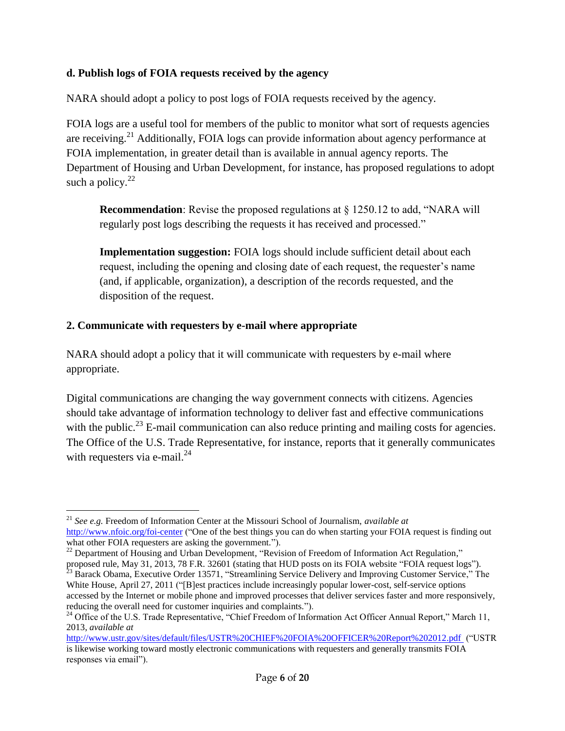### d. Publish logs of FOIA requests received by the agency

NARA should adopt a policy to post logs of FOIA requests received by the agency.

FOIA logs are a useful tool for members of the public to monitor what sort of requests agencies are receiving.[21] Additionally, FOIA logs can provide information about agency performance at FOIA implementation, in greater detail than is available in annual agency reports. The Department of Housing and Urban Development, for instance, has proposed regulations to adopt such a policy.[22]

> **Recommendation**: Revise the proposed regulations at § 1250.12 to add, "NARA will regularly post logs describing the requests it has received and processed."
>
> **Implementation suggestion:** FOIA logs should include sufficient detail about each request, including the opening and closing date of each request, the requester's name (and, if applicable, organization), a description of the records requested, and the disposition of the request.

### 2. Communicate with requesters by e-mail where appropriate

NARA should adopt a policy that it will communicate with requesters by e-mail where appropriate.

Digital communications are changing the way government connects with citizens. Agencies should take advantage of information technology to deliver fast and effective communications with the public.[23] E-mail communication can also reduce printing and mailing costs for agencies. The Office of the U.S. Trade Representative, for instance, reports that it generally communicates with requesters via e-mail.[24]

---

[21] *See e.g.* Freedom of Information Center at the Missouri School of Journalism, *available at* http://www.nfoic.org/foi-center ("One of the best things you can do when starting your FOIA request is finding out what other FOIA requesters are asking the government.").

[22] Department of Housing and Urban Development, "Revision of Freedom of Information Act Regulation," proposed rule, May 31, 2013, 78 F.R. 32601 (stating that HUD posts on its FOIA website "FOIA request logs").

[23] Barack Obama, Executive Order 13571, "Streamlining Service Delivery and Improving Customer Service," The White House, April 27, 2011 ("[B]est practices include increasingly popular lower-cost, self-service options accessed by the Internet or mobile phone and improved processes that deliver services faster and more responsively, reducing the overall need for customer inquiries and complaints.").

[24] Office of the U.S. Trade Representative, "Chief Freedom of Information Act Officer Annual Report," March 11, 2013, *available at* http://www.ustr.gov/sites/default/files/USTR%20CHIEF%20FOIA%20OFFICER%20Report%202012.pdf ("USTR is likewise working toward mostly electronic communications with requesters and generally transmits FOIA responses via email").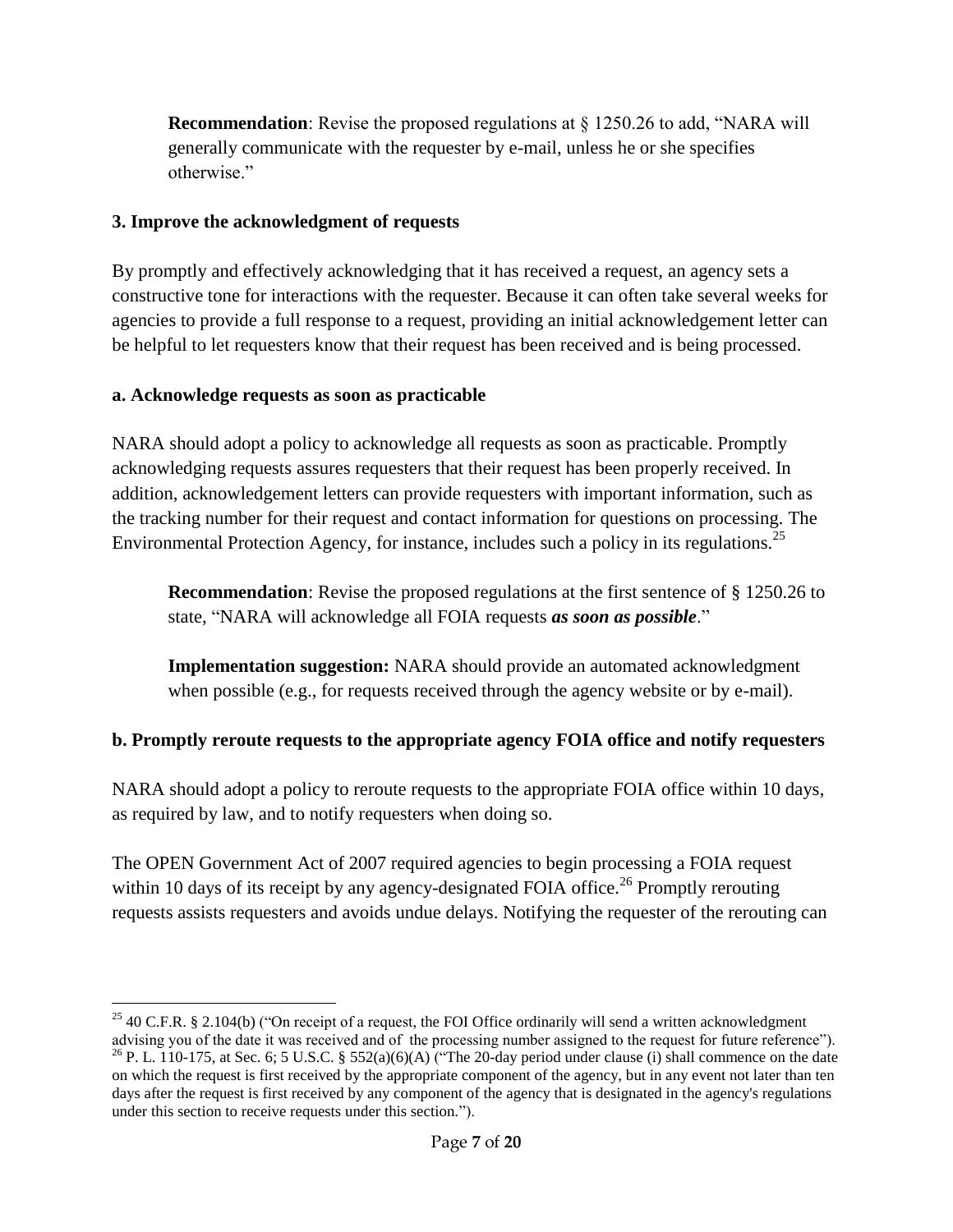> **Recommendation**: Revise the proposed regulations at § 1250.26 to add, "NARA will generally communicate with the requester by e-mail, unless he or she specifies otherwise."

### 3. Improve the acknowledgment of requests

By promptly and effectively acknowledging that it has received a request, an agency sets a constructive tone for interactions with the requester. Because it can often take several weeks for agencies to provide a full response to a request, providing an initial acknowledgement letter can be helpful to let requesters know that their request has been received and is being processed.

#### a. Acknowledge requests as soon as practicable

NARA should adopt a policy to acknowledge all requests as soon as practicable. Promptly acknowledging requests assures requesters that their request has been properly received. In addition, acknowledgement letters can provide requesters with important information, such as the tracking number for their request and contact information for questions on processing. The Environmental Protection Agency, for instance, includes such a policy in its regulations.[25]

> **Recommendation**: Revise the proposed regulations at the first sentence of § 1250.26 to state, "NARA will acknowledge all FOIA requests ***as soon as possible***."
>
> **Implementation suggestion:** NARA should provide an automated acknowledgment when possible (e.g., for requests received through the agency website or by e-mail).

#### b. Promptly reroute requests to the appropriate agency FOIA office and notify requesters

NARA should adopt a policy to reroute requests to the appropriate FOIA office within 10 days, as required by law, and to notify requesters when doing so.

The OPEN Government Act of 2007 required agencies to begin processing a FOIA request within 10 days of its receipt by any agency-designated FOIA office.[26] Promptly rerouting requests assists requesters and avoids undue delays. Notifying the requester of the rerouting can

---

[25] 40 C.F.R. § 2.104(b) ("On receipt of a request, the FOI Office ordinarily will send a written acknowledgment advising you of the date it was received and of the processing number assigned to the request for future reference").

[26] P. L. 110-175, at Sec. 6; 5 U.S.C. § 552(a)(6)(A) ("The 20-day period under clause (i) shall commence on the date on which the request is first received by the appropriate component of the agency, but in any event not later than ten days after the request is first received by any component of the agency that is designated in the agency's regulations under this section to receive requests under this section.").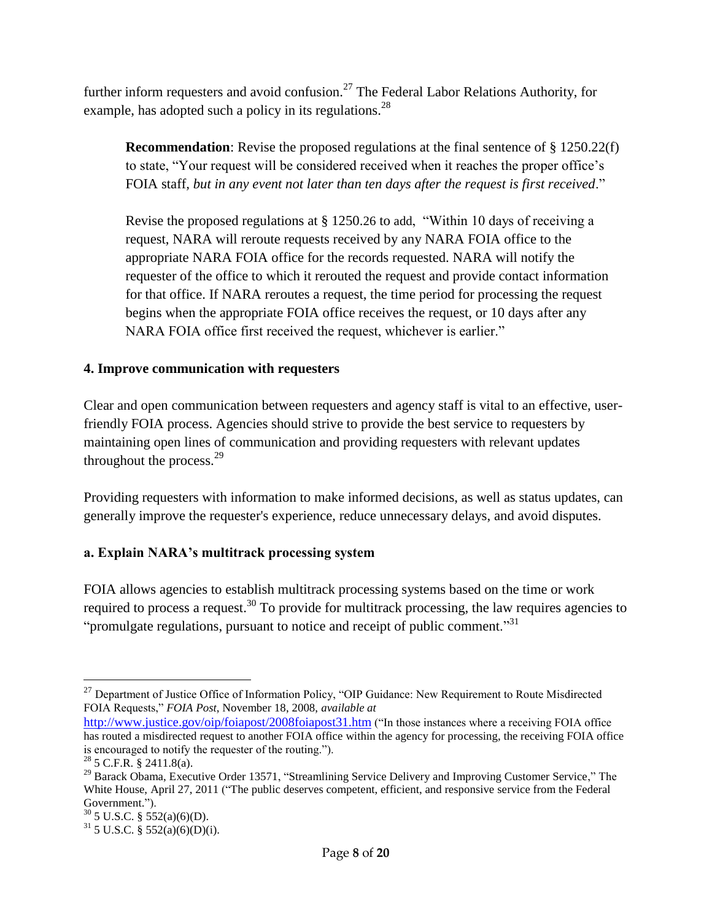further inform requesters and avoid confusion.[27] The Federal Labor Relations Authority, for example, has adopted such a policy in its regulations.[28]

> **Recommendation**: Revise the proposed regulations at the final sentence of § 1250.22(f) to state, "Your request will be considered received when it reaches the proper office's FOIA staff, *but in any event not later than ten days after the request is first received*."
>
> Revise the proposed regulations at § 1250.26 to add, "Within 10 days of receiving a request, NARA will reroute requests received by any NARA FOIA office to the appropriate NARA FOIA office for the records requested. NARA will notify the requester of the office to which it rerouted the request and provide contact information for that office. If NARA reroutes a request, the time period for processing the request begins when the appropriate FOIA office receives the request, or 10 days after any NARA FOIA office first received the request, whichever is earlier."

### 4. Improve communication with requesters

Clear and open communication between requesters and agency staff is vital to an effective, user-friendly FOIA process. Agencies should strive to provide the best service to requesters by maintaining open lines of communication and providing requesters with relevant updates throughout the process.[29]

Providing requesters with information to make informed decisions, as well as status updates, can generally improve the requester's experience, reduce unnecessary delays, and avoid disputes.

#### a. Explain NARA's multitrack processing system

FOIA allows agencies to establish multitrack processing systems based on the time or work required to process a request.[30] To provide for multitrack processing, the law requires agencies to "promulgate regulations, pursuant to notice and receipt of public comment."[31]

---

[27] Department of Justice Office of Information Policy, "OIP Guidance: New Requirement to Route Misdirected FOIA Requests," *FOIA Post*, November 18, 2008, *available at* http://www.justice.gov/oip/foiapost/2008foiapost31.htm ("In those instances where a receiving FOIA office has routed a misdirected request to another FOIA office within the agency for processing, the receiving FOIA office is encouraged to notify the requester of the routing.").

[28] 5 C.F.R. § 2411.8(a).

[29] Barack Obama, Executive Order 13571, "Streamlining Service Delivery and Improving Customer Service," The White House, April 27, 2011 ("The public deserves competent, efficient, and responsive service from the Federal Government.").

[30] 5 U.S.C. § 552(a)(6)(D).

[31] 5 U.S.C. § 552(a)(6)(D)(i).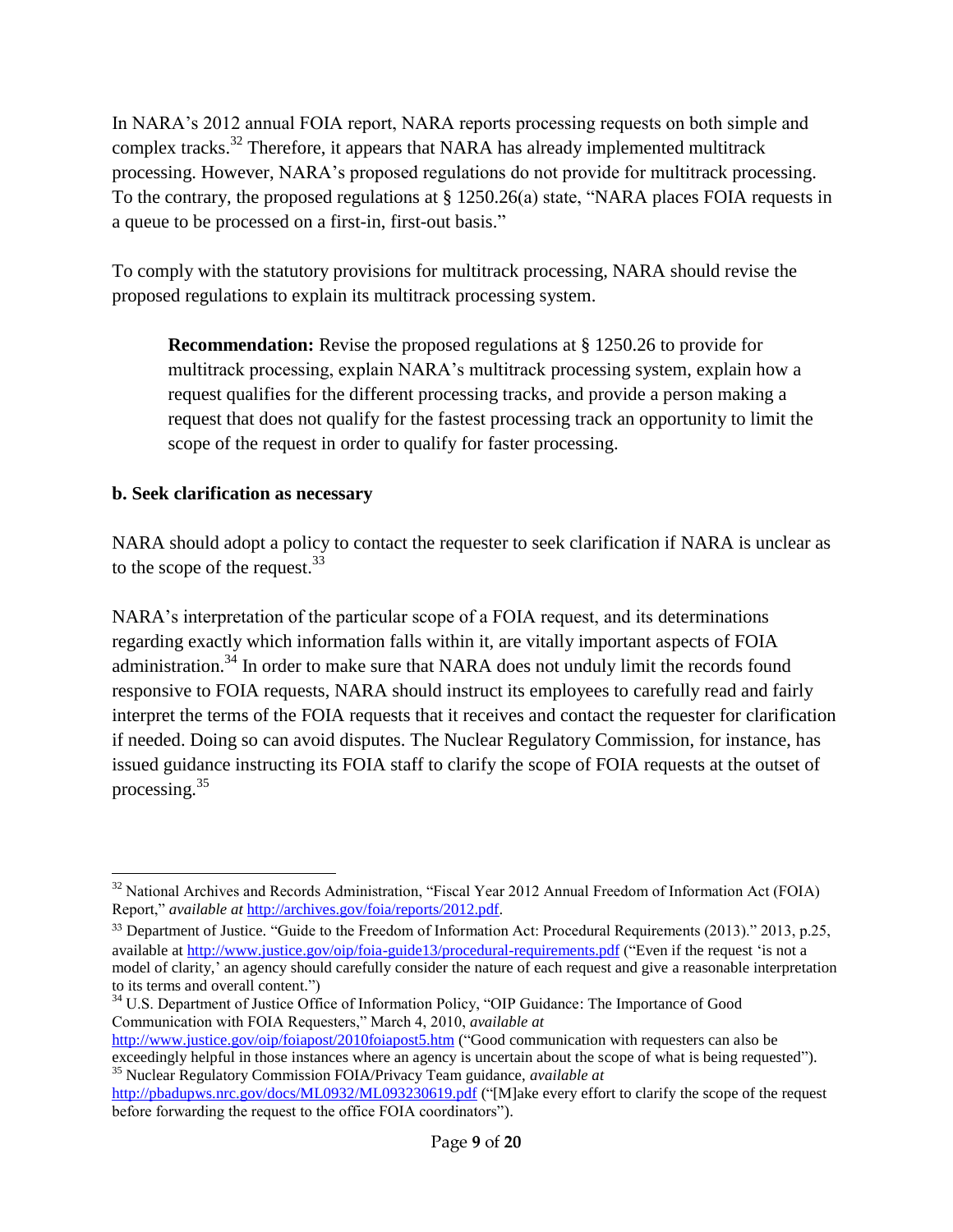In NARA's 2012 annual FOIA report, NARA reports processing requests on both simple and complex tracks.[32] Therefore, it appears that NARA has already implemented multitrack processing. However, NARA's proposed regulations do not provide for multitrack processing. To the contrary, the proposed regulations at § 1250.26(a) state, "NARA places FOIA requests in a queue to be processed on a first-in, first-out basis."

To comply with the statutory provisions for multitrack processing, NARA should revise the proposed regulations to explain its multitrack processing system.

> **Recommendation:** Revise the proposed regulations at § 1250.26 to provide for multitrack processing, explain NARA's multitrack processing system, explain how a request qualifies for the different processing tracks, and provide a person making a request that does not qualify for the fastest processing track an opportunity to limit the scope of the request in order to qualify for faster processing.

**b. Seek clarification as necessary**

NARA should adopt a policy to contact the requester to seek clarification if NARA is unclear as to the scope of the request.[33]

NARA's interpretation of the particular scope of a FOIA request, and its determinations regarding exactly which information falls within it, are vitally important aspects of FOIA administration.[34] In order to make sure that NARA does not unduly limit the records found responsive to FOIA requests, NARA should instruct its employees to carefully read and fairly interpret the terms of the FOIA requests that it receives and contact the requester for clarification if needed. Doing so can avoid disputes. The Nuclear Regulatory Commission, for instance, has issued guidance instructing its FOIA staff to clarify the scope of FOIA requests at the outset of processing.[35]

---

[32] National Archives and Records Administration, "Fiscal Year 2012 Annual Freedom of Information Act (FOIA) Report," *available at* http://archives.gov/foia/reports/2012.pdf.

[33] Department of Justice. "Guide to the Freedom of Information Act: Procedural Requirements (2013)." 2013, p.25, available at http://www.justice.gov/oip/foia-guide13/procedural-requirements.pdf ("Even if the request 'is not a model of clarity,' an agency should carefully consider the nature of each request and give a reasonable interpretation to its terms and overall content.")

[34] U.S. Department of Justice Office of Information Policy, "OIP Guidance: The Importance of Good Communication with FOIA Requesters," March 4, 2010, *available at* http://www.justice.gov/oip/foiapost/2010foiapost5.htm ("Good communication with requesters can also be exceedingly helpful in those instances where an agency is uncertain about the scope of what is being requested").

[35] Nuclear Regulatory Commission FOIA/Privacy Team guidance, *available at* http://pbadupws.nrc.gov/docs/ML0932/ML093230619.pdf ("[M]ake every effort to clarify the scope of the request before forwarding the request to the office FOIA coordinators").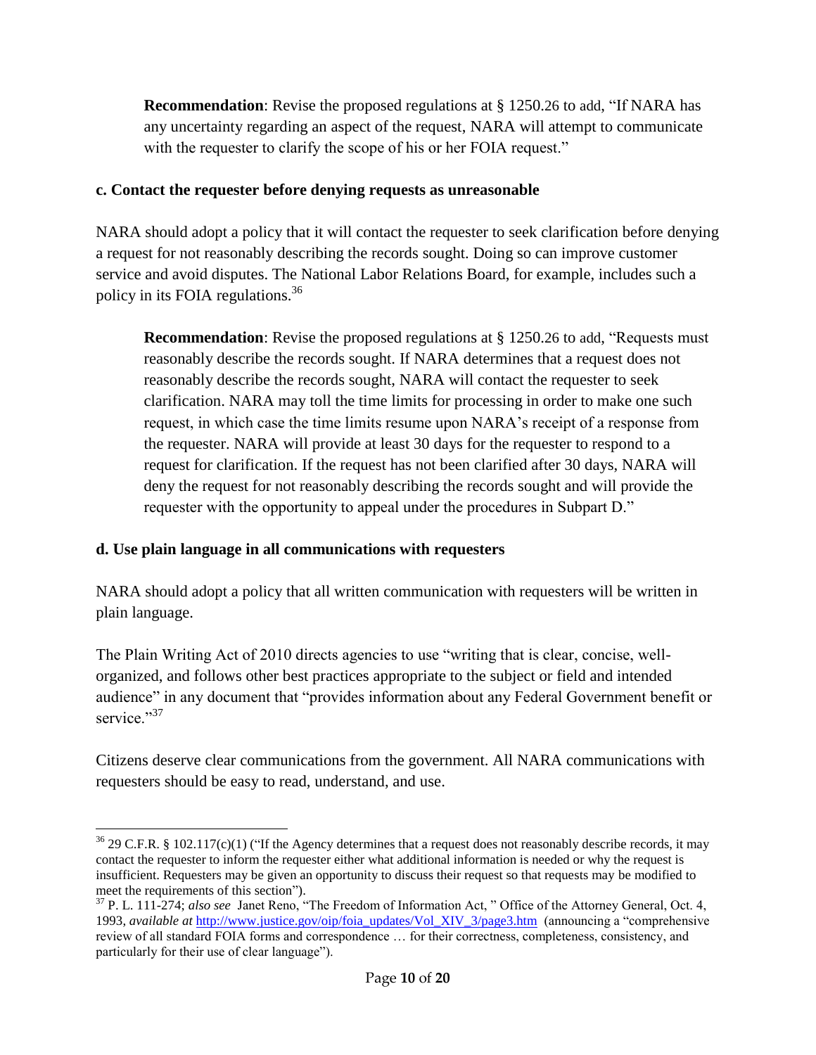> **Recommendation**: Revise the proposed regulations at § 1250.26 to add, "If NARA has any uncertainty regarding an aspect of the request, NARA will attempt to communicate with the requester to clarify the scope of his or her FOIA request."

**c. Contact the requester before denying requests as unreasonable**

NARA should adopt a policy that it will contact the requester to seek clarification before denying a request for not reasonably describing the records sought. Doing so can improve customer service and avoid disputes. The National Labor Relations Board, for example, includes such a policy in its FOIA regulations.[36]

> **Recommendation**: Revise the proposed regulations at § 1250.26 to add, "Requests must reasonably describe the records sought. If NARA determines that a request does not reasonably describe the records sought, NARA will contact the requester to seek clarification. NARA may toll the time limits for processing in order to make one such request, in which case the time limits resume upon NARA's receipt of a response from the requester. NARA will provide at least 30 days for the requester to respond to a request for clarification. If the request has not been clarified after 30 days, NARA will deny the request for not reasonably describing the records sought and will provide the requester with the opportunity to appeal under the procedures in Subpart D."

**d. Use plain language in all communications with requesters**

NARA should adopt a policy that all written communication with requesters will be written in plain language.

The Plain Writing Act of 2010 directs agencies to use "writing that is clear, concise, well-organized, and follows other best practices appropriate to the subject or field and intended audience" in any document that "provides information about any Federal Government benefit or service."[37]

Citizens deserve clear communications from the government. All NARA communications with requesters should be easy to read, understand, and use.

---

[36] 29 C.F.R. § 102.117(c)(1) ("If the Agency determines that a request does not reasonably describe records, it may contact the requester to inform the requester either what additional information is needed or why the request is insufficient. Requesters may be given an opportunity to discuss their request so that requests may be modified to meet the requirements of this section").

[37] P. L. 111-274; *also see* Janet Reno, "The Freedom of Information Act, " Office of the Attorney General, Oct. 4, 1993, *available at* http://www.justice.gov/oip/foia_updates/Vol_XIV_3/page3.htm (announcing a "comprehensive review of all standard FOIA forms and correspondence … for their correctness, completeness, consistency, and particularly for their use of clear language").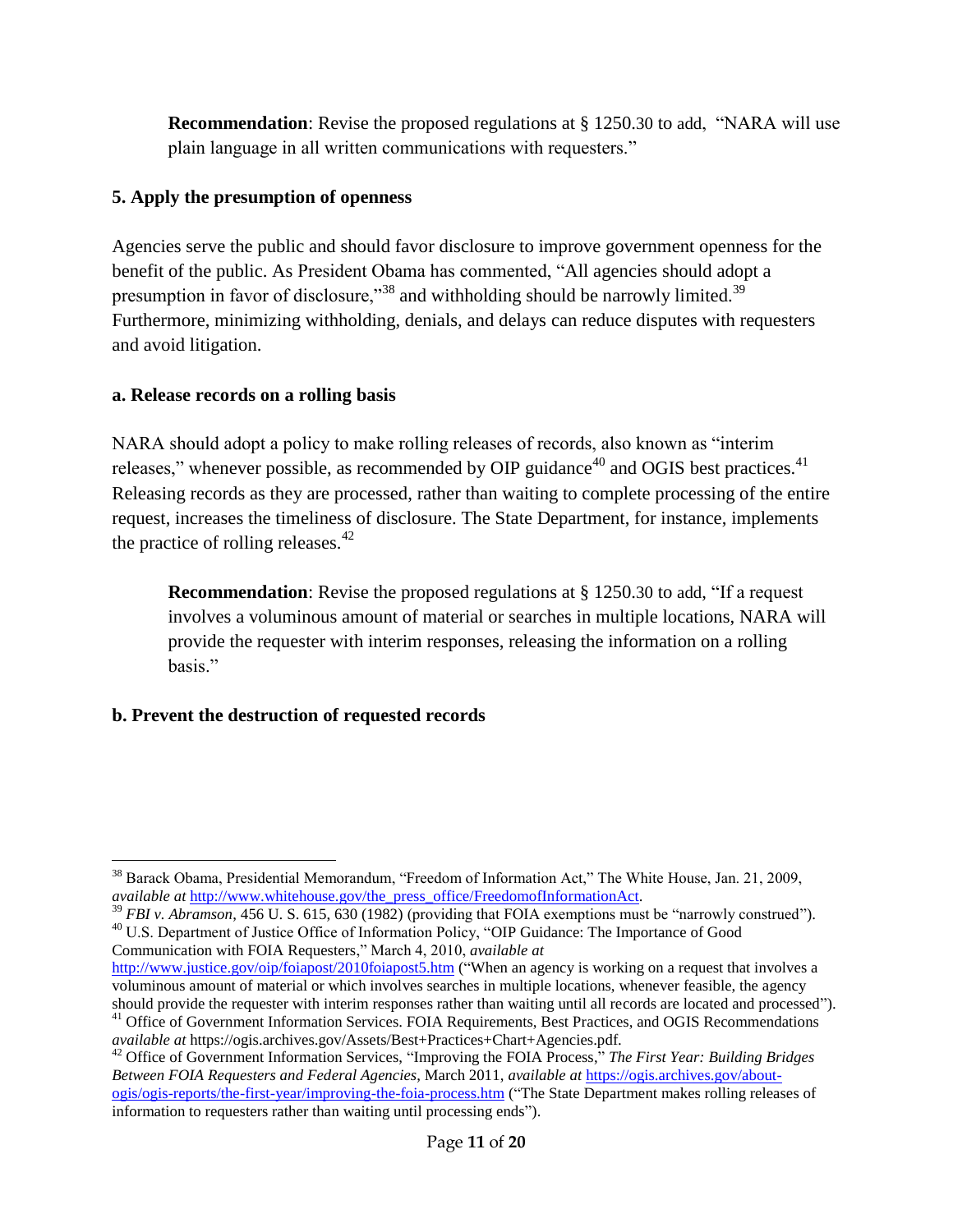**Recommendation**: Revise the proposed regulations at § 1250.30 to add, "NARA will use plain language in all written communications with requesters."

### 5. Apply the presumption of openness

Agencies serve the public and should favor disclosure to improve government openness for the benefit of the public. As President Obama has commented, "All agencies should adopt a presumption in favor of disclosure,"[38] and withholding should be narrowly limited.[39] Furthermore, minimizing withholding, denials, and delays can reduce disputes with requesters and avoid litigation.

#### a. Release records on a rolling basis

NARA should adopt a policy to make rolling releases of records, also known as "interim releases," whenever possible, as recommended by OIP guidance[40] and OGIS best practices.[41] Releasing records as they are processed, rather than waiting to complete processing of the entire request, increases the timeliness of disclosure. The State Department, for instance, implements the practice of rolling releases.[42]

**Recommendation**: Revise the proposed regulations at § 1250.30 to add, "If a request involves a voluminous amount of material or searches in multiple locations, NARA will provide the requester with interim responses, releasing the information on a rolling basis."

#### b. Prevent the destruction of requested records

---

[38] Barack Obama, Presidential Memorandum, "Freedom of Information Act," The White House, Jan. 21, 2009, *available at* http://www.whitehouse.gov/the_press_office/FreedomofInformationAct.

[39] *FBI v. Abramson*, 456 U. S. 615, 630 (1982) (providing that FOIA exemptions must be "narrowly construed").

[40] U.S. Department of Justice Office of Information Policy, "OIP Guidance: The Importance of Good Communication with FOIA Requesters," March 4, 2010, *available at* http://www.justice.gov/oip/foiapost/2010foiapost5.htm ("When an agency is working on a request that involves a voluminous amount of material or which involves searches in multiple locations, whenever feasible, the agency should provide the requester with interim responses rather than waiting until all records are located and processed").

[41] Office of Government Information Services. FOIA Requirements, Best Practices, and OGIS Recommendations *available at* https://ogis.archives.gov/Assets/Best+Practices+Chart+Agencies.pdf.

[42] Office of Government Information Services, "Improving the FOIA Process," *The First Year: Building Bridges Between FOIA Requesters and Federal Agencies*, March 2011, *available at* https://ogis.archives.gov/about-ogis/ogis-reports/the-first-year/improving-the-foia-process.htm ("The State Department makes rolling releases of information to requesters rather than waiting until processing ends").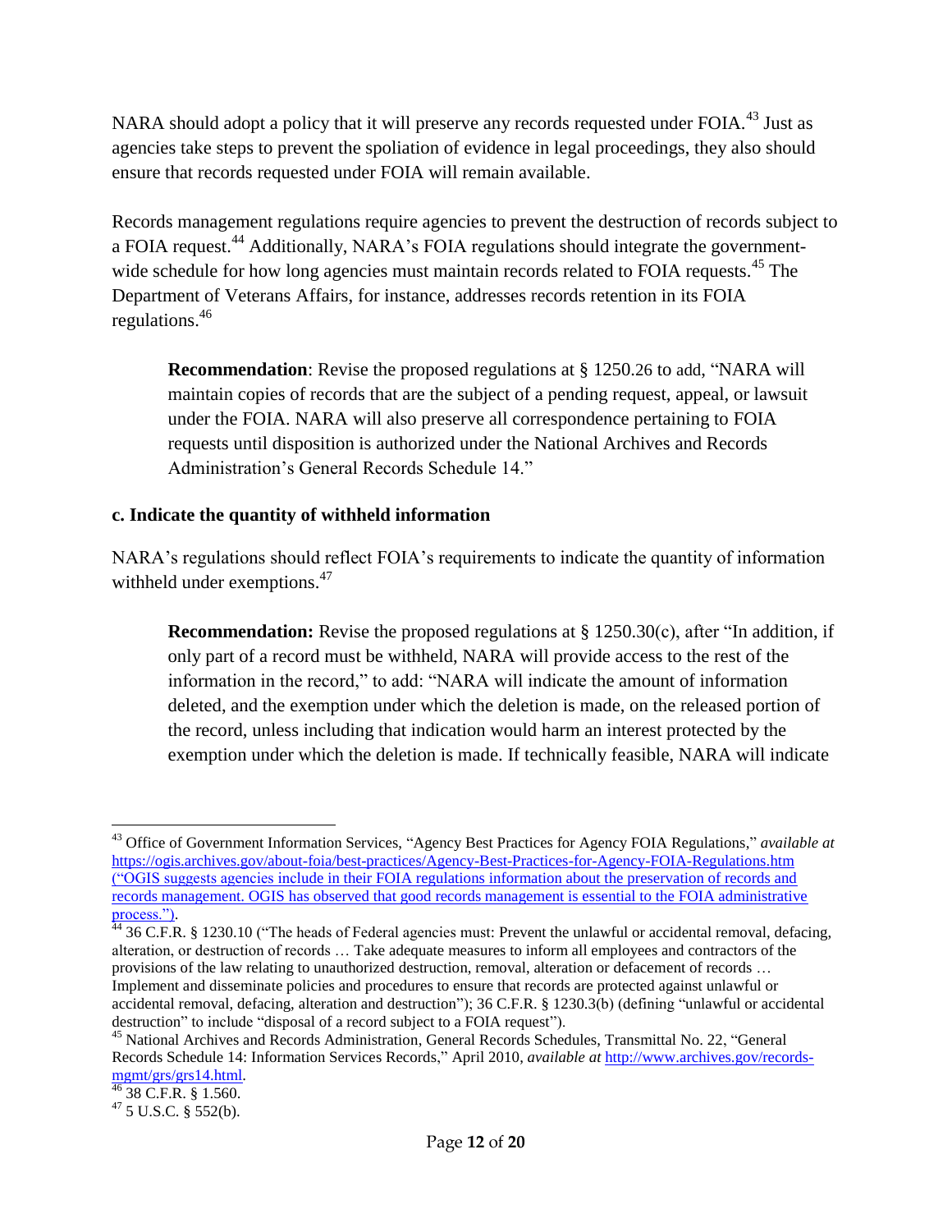NARA should adopt a policy that it will preserve any records requested under FOIA.[43] Just as agencies take steps to prevent the spoliation of evidence in legal proceedings, they also should ensure that records requested under FOIA will remain available.

Records management regulations require agencies to prevent the destruction of records subject to a FOIA request.[44] Additionally, NARA's FOIA regulations should integrate the government-wide schedule for how long agencies must maintain records related to FOIA requests.[45] The Department of Veterans Affairs, for instance, addresses records retention in its FOIA regulations.[46]

> **Recommendation**: Revise the proposed regulations at § 1250.26 to add, "NARA will maintain copies of records that are the subject of a pending request, appeal, or lawsuit under the FOIA. NARA will also preserve all correspondence pertaining to FOIA requests until disposition is authorized under the National Archives and Records Administration's General Records Schedule 14."

### c. Indicate the quantity of withheld information

NARA's regulations should reflect FOIA's requirements to indicate the quantity of information withheld under exemptions.[47]

> **Recommendation:** Revise the proposed regulations at § 1250.30(c), after "In addition, if only part of a record must be withheld, NARA will provide access to the rest of the information in the record," to add: "NARA will indicate the amount of information deleted, and the exemption under which the deletion is made, on the released portion of the record, unless including that indication would harm an interest protected by the exemption under which the deletion is made. If technically feasible, NARA will indicate

---

[43] Office of Government Information Services, "Agency Best Practices for Agency FOIA Regulations," *available at* https://ogis.archives.gov/about-foia/best-practices/Agency-Best-Practices-for-Agency-FOIA-Regulations.htm ("OGIS suggests agencies include in their FOIA regulations information about the preservation of records and records management. OGIS has observed that good records management is essential to the FOIA administrative process.").

[44] 36 C.F.R. § 1230.10 ("The heads of Federal agencies must: Prevent the unlawful or accidental removal, defacing, alteration, or destruction of records … Take adequate measures to inform all employees and contractors of the provisions of the law relating to unauthorized destruction, removal, alteration or defacement of records … Implement and disseminate policies and procedures to ensure that records are protected against unlawful or accidental removal, defacing, alteration and destruction"); 36 C.F.R. § 1230.3(b) (defining "unlawful or accidental destruction" to include "disposal of a record subject to a FOIA request").

[45] National Archives and Records Administration, General Records Schedules, Transmittal No. 22, "General Records Schedule 14: Information Services Records," April 2010, *available at* http://www.archives.gov/records-mgmt/grs/grs14.html.

[46] 38 C.F.R. § 1.560.

[47] 5 U.S.C. § 552(b).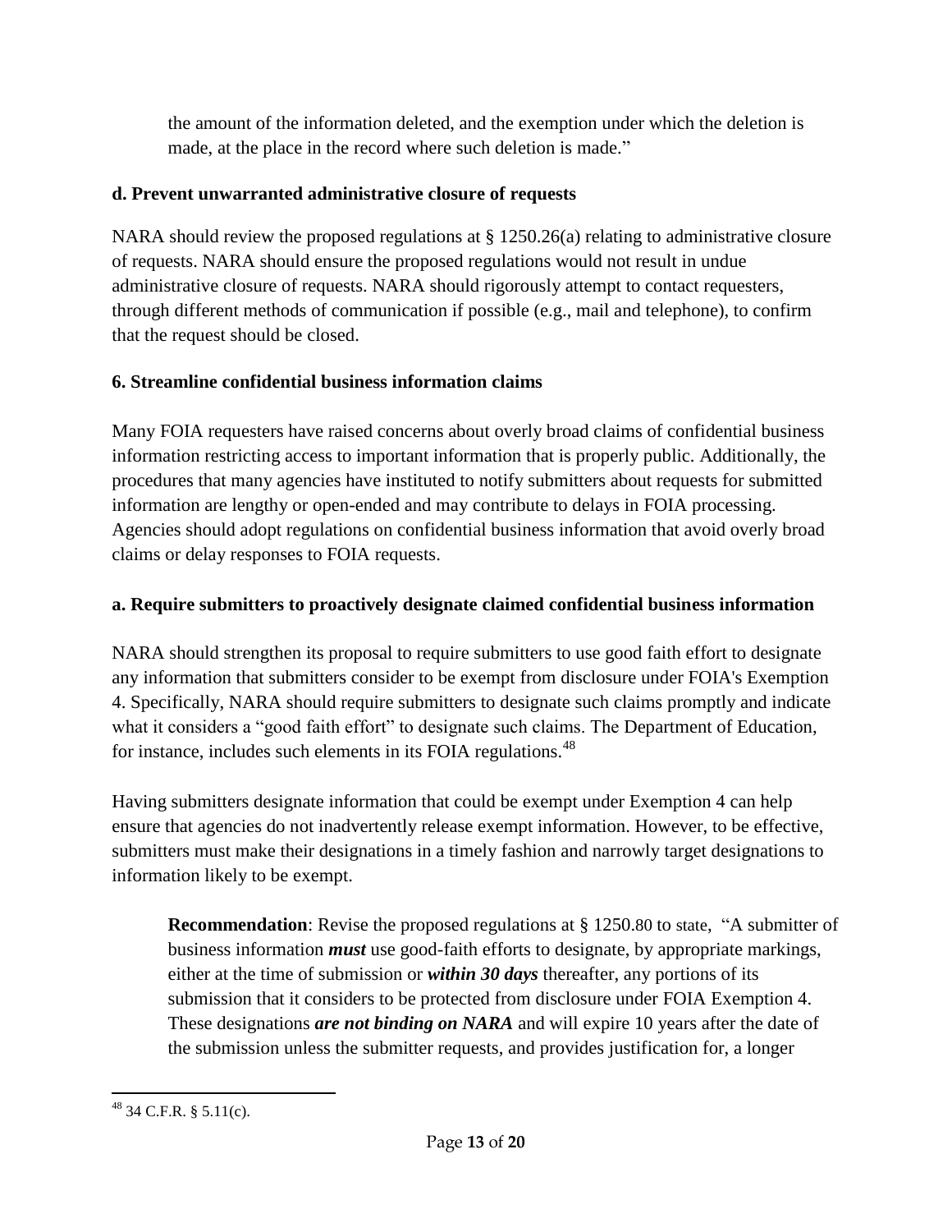the amount of the information deleted, and the exemption under which the deletion is made, at the place in the record where such deletion is made."

**d. Prevent unwarranted administrative closure of requests**

NARA should review the proposed regulations at § 1250.26(a) relating to administrative closure of requests. NARA should ensure the proposed regulations would not result in undue administrative closure of requests. NARA should rigorously attempt to contact requesters, through different methods of communication if possible (e.g., mail and telephone), to confirm that the request should be closed.

**6. Streamline confidential business information claims**

Many FOIA requesters have raised concerns about overly broad claims of confidential business information restricting access to important information that is properly public. Additionally, the procedures that many agencies have instituted to notify submitters about requests for submitted information are lengthy or open-ended and may contribute to delays in FOIA processing. Agencies should adopt regulations on confidential business information that avoid overly broad claims or delay responses to FOIA requests.

**a. Require submitters to proactively designate claimed confidential business information**

NARA should strengthen its proposal to require submitters to use good faith effort to designate any information that submitters consider to be exempt from disclosure under FOIA's Exemption 4. Specifically, NARA should require submitters to designate such claims promptly and indicate what it considers a "good faith effort" to designate such claims. The Department of Education, for instance, includes such elements in its FOIA regulations.[48]

Having submitters designate information that could be exempt under Exemption 4 can help ensure that agencies do not inadvertently release exempt information. However, to be effective, submitters must make their designations in a timely fashion and narrowly target designations to information likely to be exempt.

**Recommendation**: Revise the proposed regulations at § 1250.80 to state, "A submitter of business information ***must*** use good-faith efforts to designate, by appropriate markings, either at the time of submission or ***within 30 days*** thereafter, any portions of its submission that it considers to be protected from disclosure under FOIA Exemption 4. These designations ***are not binding on NARA*** and will expire 10 years after the date of the submission unless the submitter requests, and provides justification for, a longer

[48] 34 C.F.R. § 5.11(c).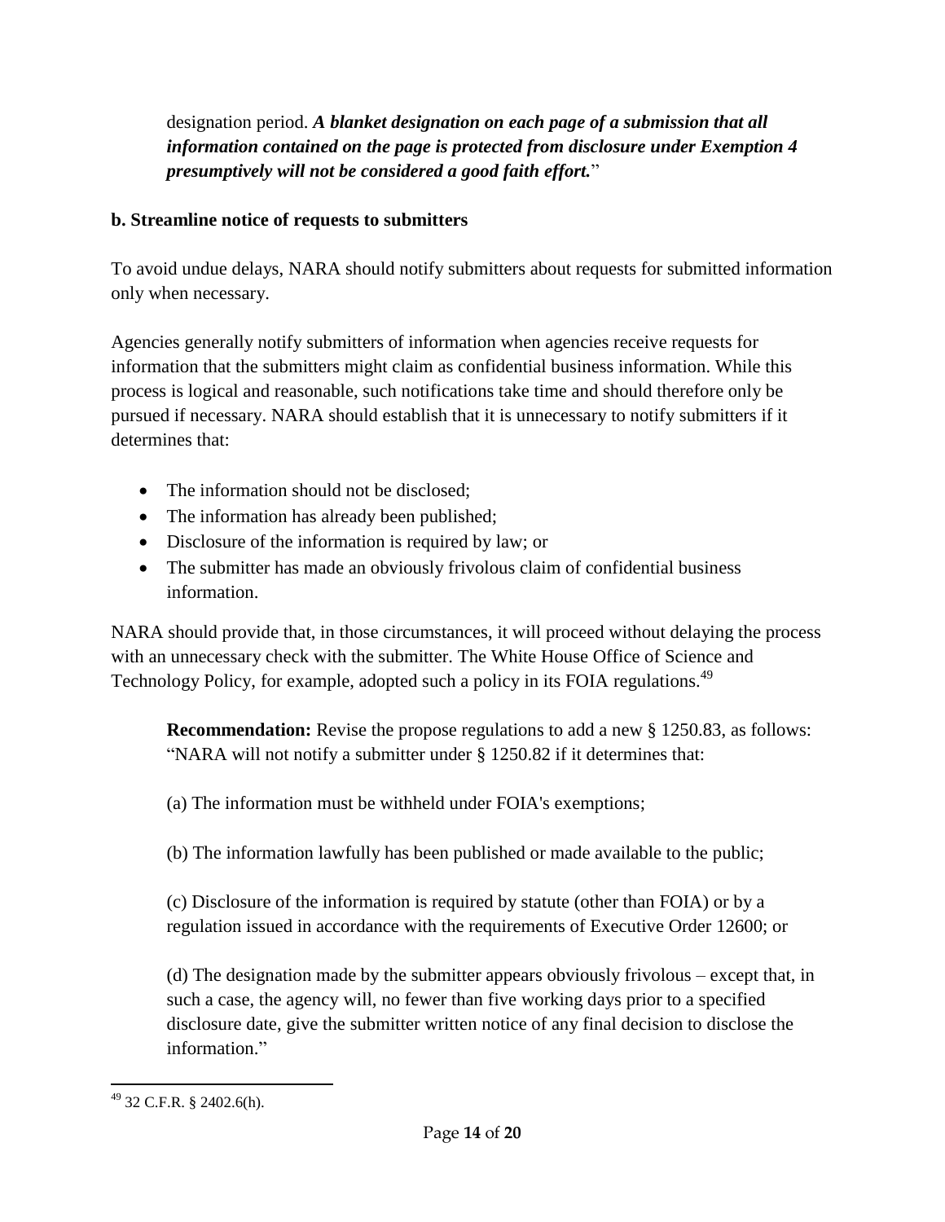designation period. ***A blanket designation on each page of a submission that all information contained on the page is protected from disclosure under Exemption 4 presumptively will not be considered a good faith effort.***"

**b. Streamline notice of requests to submitters**

To avoid undue delays, NARA should notify submitters about requests for submitted information only when necessary.

Agencies generally notify submitters of information when agencies receive requests for information that the submitters might claim as confidential business information. While this process is logical and reasonable, such notifications take time and should therefore only be pursued if necessary. NARA should establish that it is unnecessary to notify submitters if it determines that:

- The information should not be disclosed;
- The information has already been published;
- Disclosure of the information is required by law; or
- The submitter has made an obviously frivolous claim of confidential business information.

NARA should provide that, in those circumstances, it will proceed without delaying the process with an unnecessary check with the submitter. The White House Office of Science and Technology Policy, for example, adopted such a policy in its FOIA regulations.[49]

> **Recommendation:** Revise the propose regulations to add a new § 1250.83, as follows: "NARA will not notify a submitter under § 1250.82 if it determines that:
>
> (a) The information must be withheld under FOIA's exemptions;
>
> (b) The information lawfully has been published or made available to the public;
>
> (c) Disclosure of the information is required by statute (other than FOIA) or by a regulation issued in accordance with the requirements of Executive Order 12600; or
>
> (d) The designation made by the submitter appears obviously frivolous – except that, in such a case, the agency will, no fewer than five working days prior to a specified disclosure date, give the submitter written notice of any final decision to disclose the information."

---

[49] 32 C.F.R. § 2402.6(h).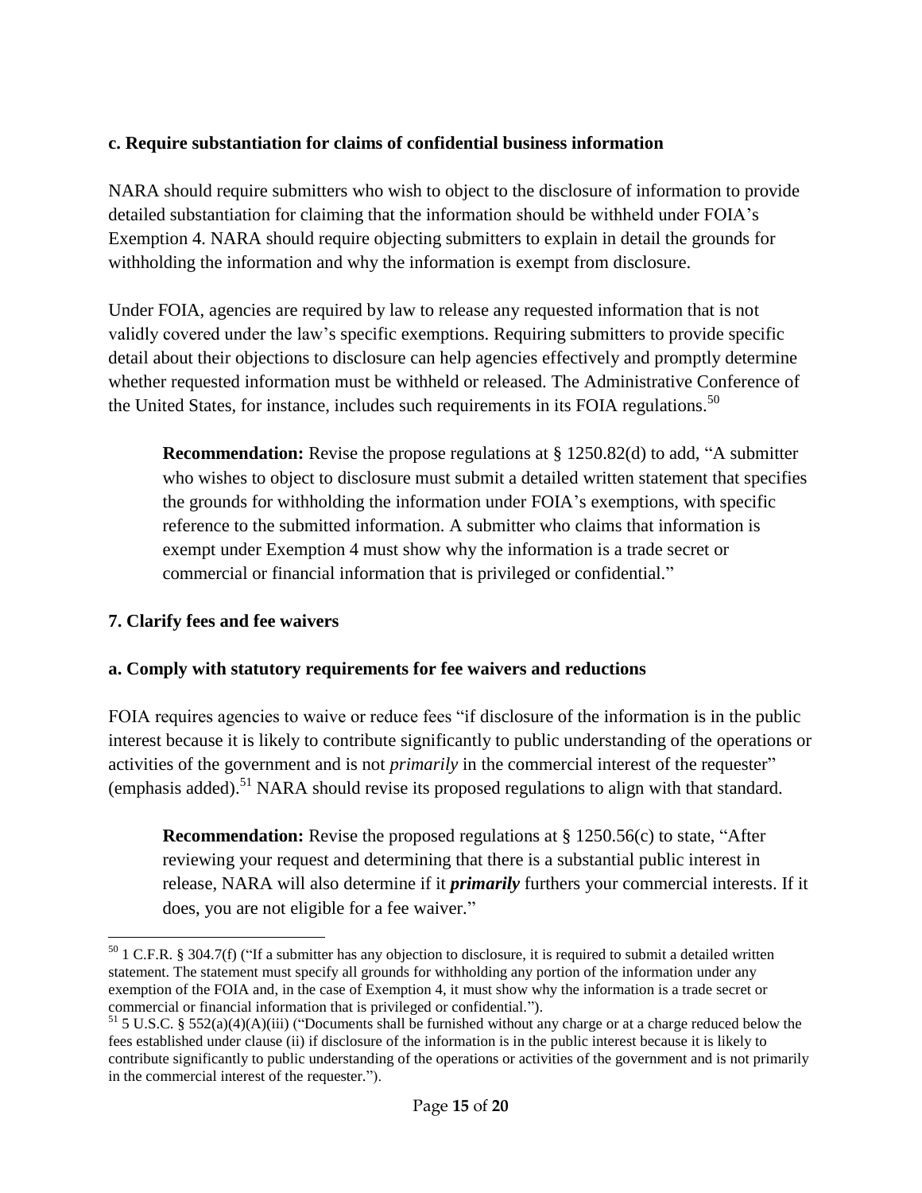**c. Require substantiation for claims of confidential business information**

NARA should require submitters who wish to object to the disclosure of information to provide detailed substantiation for claiming that the information should be withheld under FOIA's Exemption 4. NARA should require objecting submitters to explain in detail the grounds for withholding the information and why the information is exempt from disclosure.

Under FOIA, agencies are required by law to release any requested information that is not validly covered under the law's specific exemptions. Requiring submitters to provide specific detail about their objections to disclosure can help agencies effectively and promptly determine whether requested information must be withheld or released. The Administrative Conference of the United States, for instance, includes such requirements in its FOIA regulations.[50]

> **Recommendation:** Revise the propose regulations at § 1250.82(d) to add, "A submitter who wishes to object to disclosure must submit a detailed written statement that specifies the grounds for withholding the information under FOIA's exemptions, with specific reference to the submitted information. A submitter who claims that information is exempt under Exemption 4 must show why the information is a trade secret or commercial or financial information that is privileged or confidential."

**7. Clarify fees and fee waivers**

**a. Comply with statutory requirements for fee waivers and reductions**

FOIA requires agencies to waive or reduce fees "if disclosure of the information is in the public interest because it is likely to contribute significantly to public understanding of the operations or activities of the government and is not *primarily* in the commercial interest of the requester" (emphasis added).[51] NARA should revise its proposed regulations to align with that standard.

> **Recommendation:** Revise the proposed regulations at § 1250.56(c) to state, "After reviewing your request and determining that there is a substantial public interest in release, NARA will also determine if it ***primarily*** furthers your commercial interests. If it does, you are not eligible for a fee waiver."

---

[50] 1 C.F.R. § 304.7(f) ("If a submitter has any objection to disclosure, it is required to submit a detailed written statement. The statement must specify all grounds for withholding any portion of the information under any exemption of the FOIA and, in the case of Exemption 4, it must show why the information is a trade secret or commercial or financial information that is privileged or confidential.").

[51] 5 U.S.C. § 552(a)(4)(A)(iii) ("Documents shall be furnished without any charge or at a charge reduced below the fees established under clause (ii) if disclosure of the information is in the public interest because it is likely to contribute significantly to public understanding of the operations or activities of the government and is not primarily in the commercial interest of the requester.").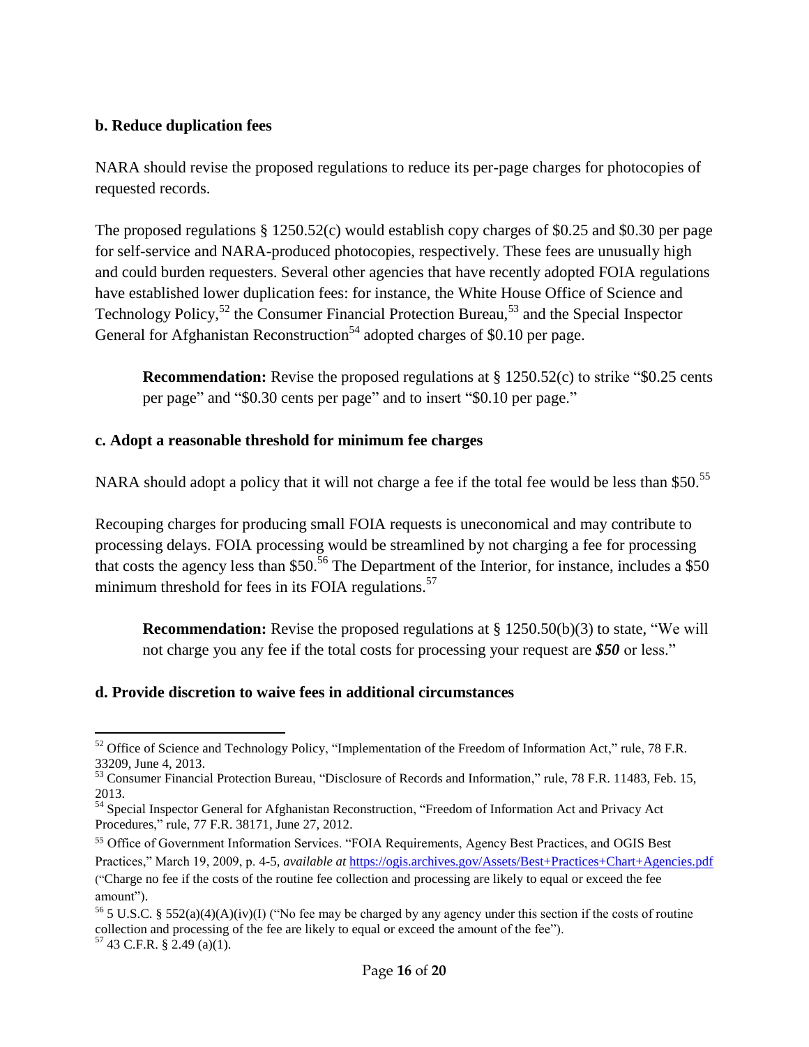**b. Reduce duplication fees**

NARA should revise the proposed regulations to reduce its per-page charges for photocopies of requested records.

The proposed regulations § 1250.52(c) would establish copy charges of $0.25 and $0.30 per page for self-service and NARA-produced photocopies, respectively. These fees are unusually high and could burden requesters. Several other agencies that have recently adopted FOIA regulations have established lower duplication fees: for instance, the White House Office of Science and Technology Policy,[52] the Consumer Financial Protection Bureau,[53] and the Special Inspector General for Afghanistan Reconstruction[54] adopted charges of $0.10 per page.

> **Recommendation:** Revise the proposed regulations at § 1250.52(c) to strike "$0.25 cents per page" and "$0.30 cents per page" and to insert "$0.10 per page."

**c. Adopt a reasonable threshold for minimum fee charges**

NARA should adopt a policy that it will not charge a fee if the total fee would be less than $50.[55]

Recouping charges for producing small FOIA requests is uneconomical and may contribute to processing delays. FOIA processing would be streamlined by not charging a fee for processing that costs the agency less than $50.[56] The Department of the Interior, for instance, includes a $50 minimum threshold for fees in its FOIA regulations.[57]

> **Recommendation:** Revise the proposed regulations at § 1250.50(b)(3) to state, "We will not charge you any fee if the total costs for processing your request are ***$50*** or less."

**d. Provide discretion to waive fees in additional circumstances**

---

[52] Office of Science and Technology Policy, "Implementation of the Freedom of Information Act," rule, 78 F.R. 33209, June 4, 2013.

[53] Consumer Financial Protection Bureau, "Disclosure of Records and Information," rule, 78 F.R. 11483, Feb. 15, 2013.

[54] Special Inspector General for Afghanistan Reconstruction, "Freedom of Information Act and Privacy Act Procedures," rule, 77 F.R. 38171, June 27, 2012.

[55] Office of Government Information Services. "FOIA Requirements, Agency Best Practices, and OGIS Best Practices," March 19, 2009, p. 4-5, *available at* https://ogis.archives.gov/Assets/Best+Practices+Chart+Agencies.pdf ("Charge no fee if the costs of the routine fee collection and processing are likely to equal or exceed the fee amount").

[56] 5 U.S.C. § 552(a)(4)(A)(iv)(I) ("No fee may be charged by any agency under this section if the costs of routine collection and processing of the fee are likely to equal or exceed the amount of the fee").

[57] 43 C.F.R. § 2.49 (a)(1).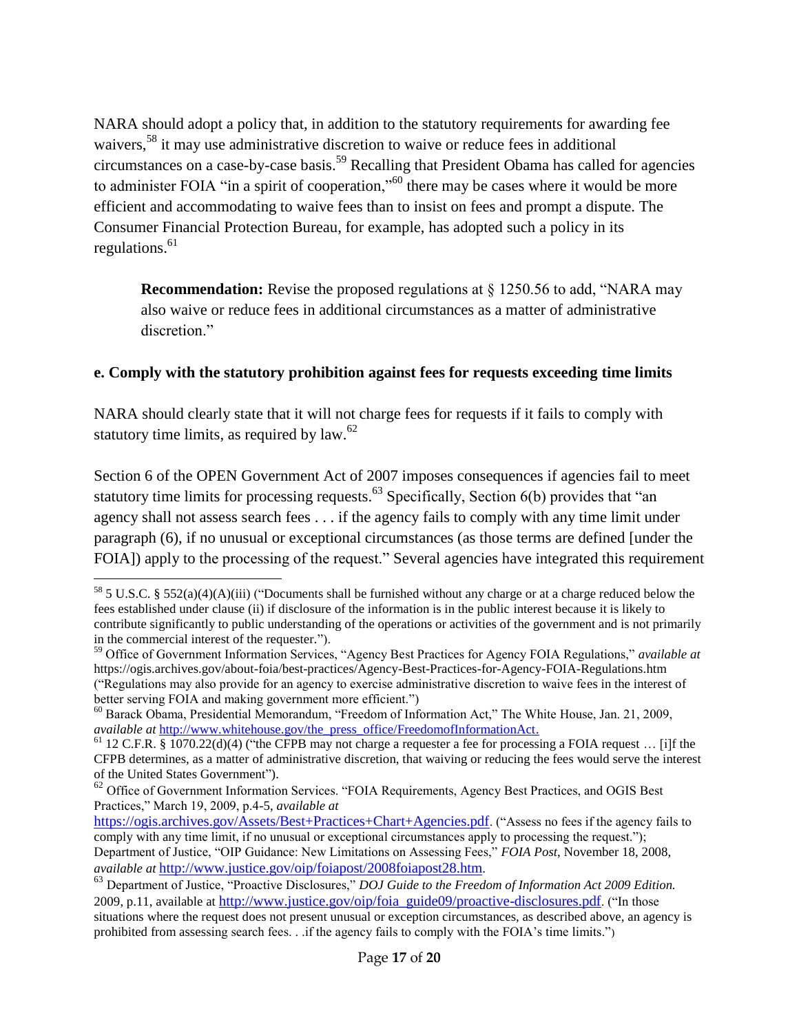NARA should adopt a policy that, in addition to the statutory requirements for awarding fee waivers,[58] it may use administrative discretion to waive or reduce fees in additional circumstances on a case-by-case basis.[59] Recalling that President Obama has called for agencies to administer FOIA "in a spirit of cooperation,"[60] there may be cases where it would be more efficient and accommodating to waive fees than to insist on fees and prompt a dispute. The Consumer Financial Protection Bureau, for example, has adopted such a policy in its regulations.[61]

> **Recommendation:** Revise the proposed regulations at § 1250.56 to add, "NARA may also waive or reduce fees in additional circumstances as a matter of administrative discretion."

**e. Comply with the statutory prohibition against fees for requests exceeding time limits**

NARA should clearly state that it will not charge fees for requests if it fails to comply with statutory time limits, as required by law.[62]

Section 6 of the OPEN Government Act of 2007 imposes consequences if agencies fail to meet statutory time limits for processing requests.[63] Specifically, Section 6(b) provides that "an agency shall not assess search fees . . . if the agency fails to comply with any time limit under paragraph (6), if no unusual or exceptional circumstances (as those terms are defined [under the FOIA]) apply to the processing of the request." Several agencies have integrated this requirement

---

[58] 5 U.S.C. § 552(a)(4)(A)(iii) ("Documents shall be furnished without any charge or at a charge reduced below the fees established under clause (ii) if disclosure of the information is in the public interest because it is likely to contribute significantly to public understanding of the operations or activities of the government and is not primarily in the commercial interest of the requester.").

[59] Office of Government Information Services, "Agency Best Practices for Agency FOIA Regulations," *available at* https://ogis.archives.gov/about-foia/best-practices/Agency-Best-Practices-for-Agency-FOIA-Regulations.htm ("Regulations may also provide for an agency to exercise administrative discretion to waive fees in the interest of better serving FOIA and making government more efficient.")

[60] Barack Obama, Presidential Memorandum, "Freedom of Information Act," The White House, Jan. 21, 2009, *available at* http://www.whitehouse.gov/the_press_office/FreedomofInformationAct.

[61] 12 C.F.R. § 1070.22(d)(4) ("the CFPB may not charge a requester a fee for processing a FOIA request … [i]f the CFPB determines, as a matter of administrative discretion, that waiving or reducing the fees would serve the interest of the United States Government").

[62] Office of Government Information Services. "FOIA Requirements, Agency Best Practices, and OGIS Best Practices," March 19, 2009, p.4-5, *available at* https://ogis.archives.gov/Assets/Best+Practices+Chart+Agencies.pdf. ("Assess no fees if the agency fails to comply with any time limit, if no unusual or exceptional circumstances apply to processing the request."); Department of Justice, "OIP Guidance: New Limitations on Assessing Fees," *FOIA Post*, November 18, 2008, *available at* http://www.justice.gov/oip/foiapost/2008foiapost28.htm.

[63] Department of Justice, "Proactive Disclosures," *DOJ Guide to the Freedom of Information Act 2009 Edition.* 2009, p.11, available at http://www.justice.gov/oip/foia_guide09/proactive-disclosures.pdf. ("In those situations where the request does not present unusual or exception circumstances, as described above, an agency is prohibited from assessing search fees. . .if the agency fails to comply with the FOIA's time limits.")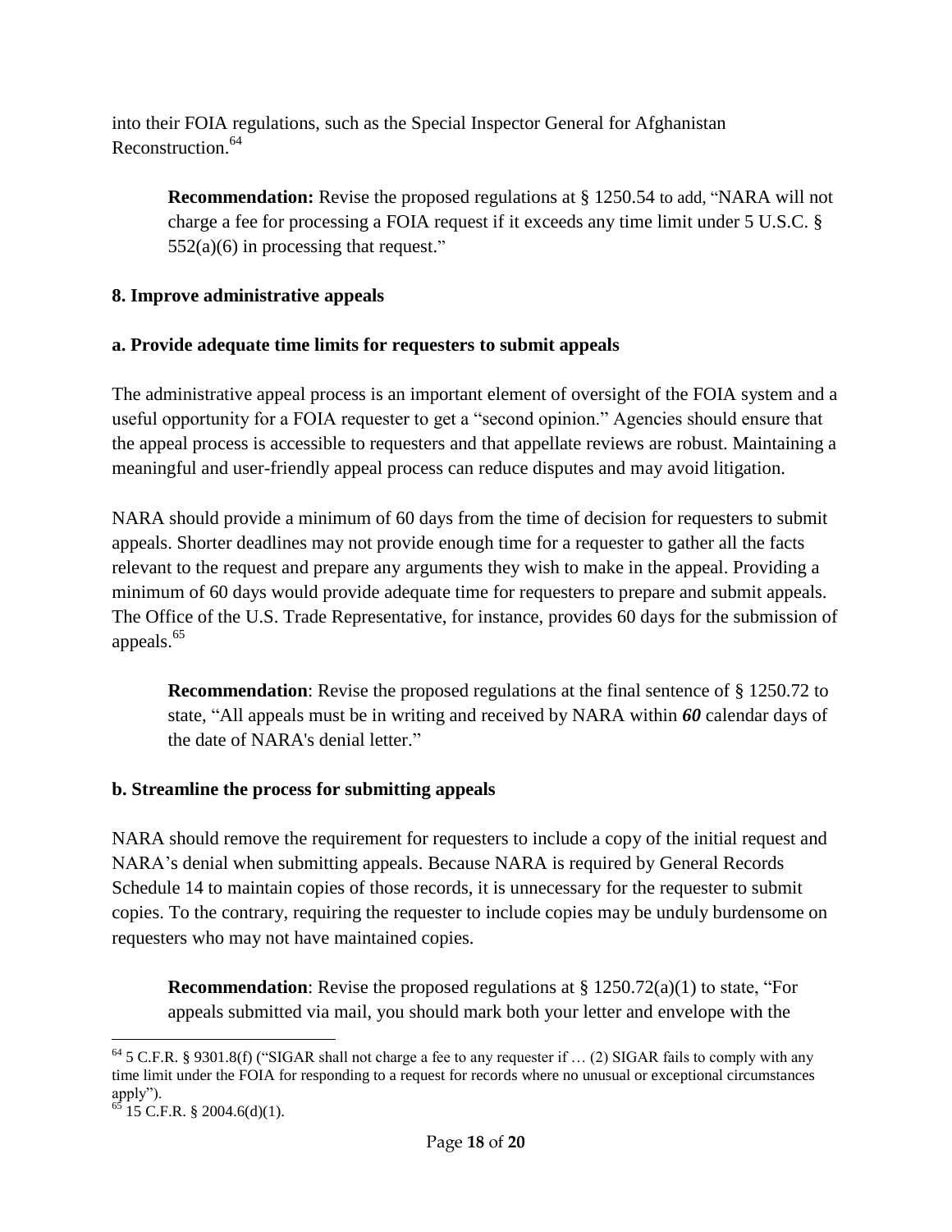into their FOIA regulations, such as the Special Inspector General for Afghanistan Reconstruction.[64]

> **Recommendation:** Revise the proposed regulations at § 1250.54 to add, "NARA will not charge a fee for processing a FOIA request if it exceeds any time limit under 5 U.S.C. § 552(a)(6) in processing that request."

**8. Improve administrative appeals**

**a. Provide adequate time limits for requesters to submit appeals**

The administrative appeal process is an important element of oversight of the FOIA system and a useful opportunity for a FOIA requester to get a "second opinion." Agencies should ensure that the appeal process is accessible to requesters and that appellate reviews are robust. Maintaining a meaningful and user-friendly appeal process can reduce disputes and may avoid litigation.

NARA should provide a minimum of 60 days from the time of decision for requesters to submit appeals. Shorter deadlines may not provide enough time for a requester to gather all the facts relevant to the request and prepare any arguments they wish to make in the appeal. Providing a minimum of 60 days would provide adequate time for requesters to prepare and submit appeals. The Office of the U.S. Trade Representative, for instance, provides 60 days for the submission of appeals.[65]

> **Recommendation**: Revise the proposed regulations at the final sentence of § 1250.72 to state, "All appeals must be in writing and received by NARA within ***60*** calendar days of the date of NARA's denial letter."

**b. Streamline the process for submitting appeals**

NARA should remove the requirement for requesters to include a copy of the initial request and NARA's denial when submitting appeals. Because NARA is required by General Records Schedule 14 to maintain copies of those records, it is unnecessary for the requester to submit copies. To the contrary, requiring the requester to include copies may be unduly burdensome on requesters who may not have maintained copies.

> **Recommendation**: Revise the proposed regulations at § 1250.72(a)(1) to state, "For appeals submitted via mail, you should mark both your letter and envelope with the

---

[64] 5 C.F.R. § 9301.8(f) ("SIGAR shall not charge a fee to any requester if … (2) SIGAR fails to comply with any time limit under the FOIA for responding to a request for records where no unusual or exceptional circumstances apply").

[65] 15 C.F.R. § 2004.6(d)(1).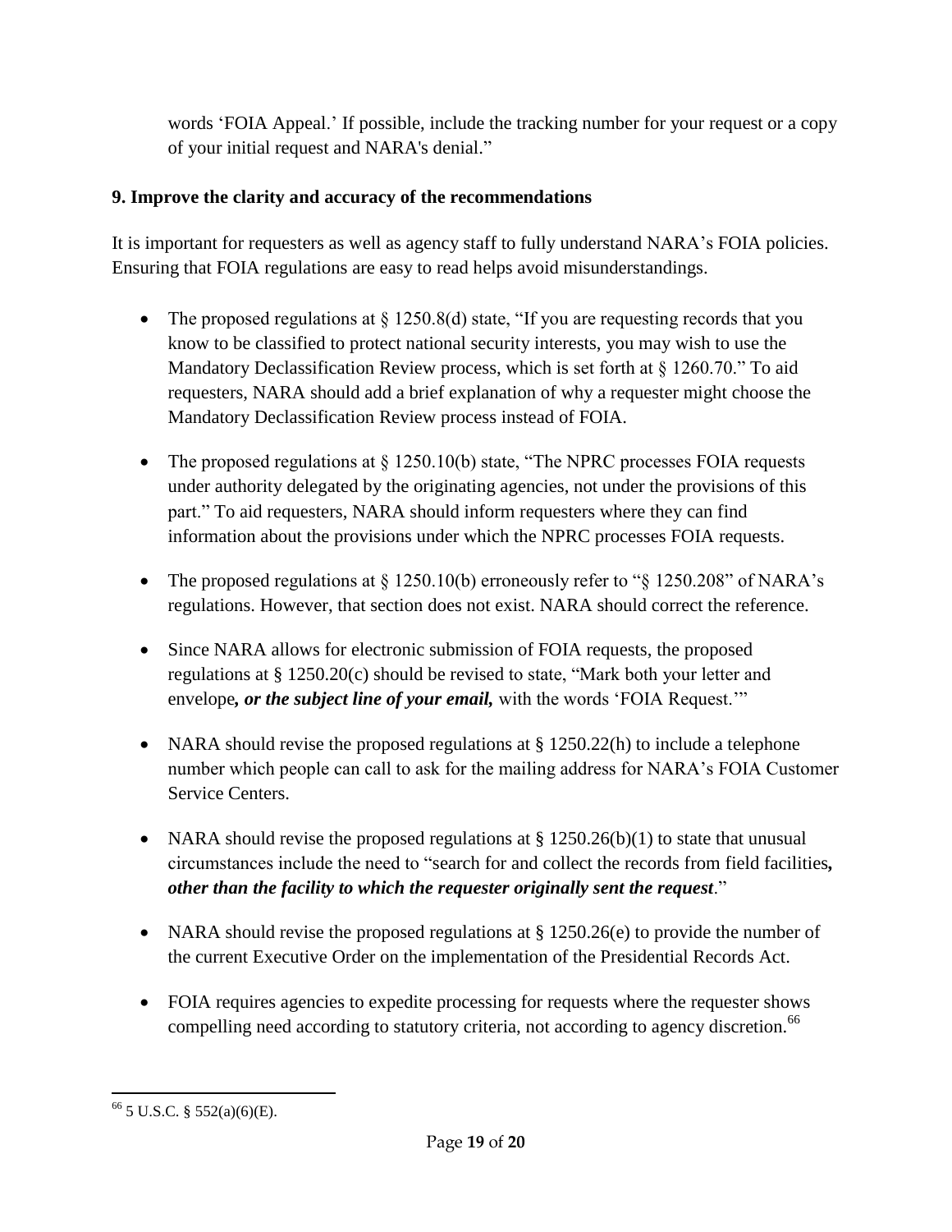words 'FOIA Appeal.' If possible, include the tracking number for your request or a copy of your initial request and NARA's denial."

**9. Improve the clarity and accuracy of the recommendations**

It is important for requesters as well as agency staff to fully understand NARA's FOIA policies. Ensuring that FOIA regulations are easy to read helps avoid misunderstandings.

- The proposed regulations at § 1250.8(d) state, "If you are requesting records that you know to be classified to protect national security interests, you may wish to use the Mandatory Declassification Review process, which is set forth at § 1260.70." To aid requesters, NARA should add a brief explanation of why a requester might choose the Mandatory Declassification Review process instead of FOIA.

- The proposed regulations at § 1250.10(b) state, "The NPRC processes FOIA requests under authority delegated by the originating agencies, not under the provisions of this part." To aid requesters, NARA should inform requesters where they can find information about the provisions under which the NPRC processes FOIA requests.

- The proposed regulations at § 1250.10(b) erroneously refer to "§ 1250.208" of NARA's regulations. However, that section does not exist. NARA should correct the reference.

- Since NARA allows for electronic submission of FOIA requests, the proposed regulations at § 1250.20(c) should be revised to state, "Mark both your letter and envelope***, or the subject line of your email,*** with the words 'FOIA Request.'"

- NARA should revise the proposed regulations at § 1250.22(h) to include a telephone number which people can call to ask for the mailing address for NARA's FOIA Customer Service Centers.

- NARA should revise the proposed regulations at § 1250.26(b)(1) to state that unusual circumstances include the need to "search for and collect the records from field facilities***, other than the facility to which the requester originally sent the request***."

- NARA should revise the proposed regulations at § 1250.26(e) to provide the number of the current Executive Order on the implementation of the Presidential Records Act.

- FOIA requires agencies to expedite processing for requests where the requester shows compelling need according to statutory criteria, not according to agency discretion.[66]

[66] 5 U.S.C. § 552(a)(6)(E).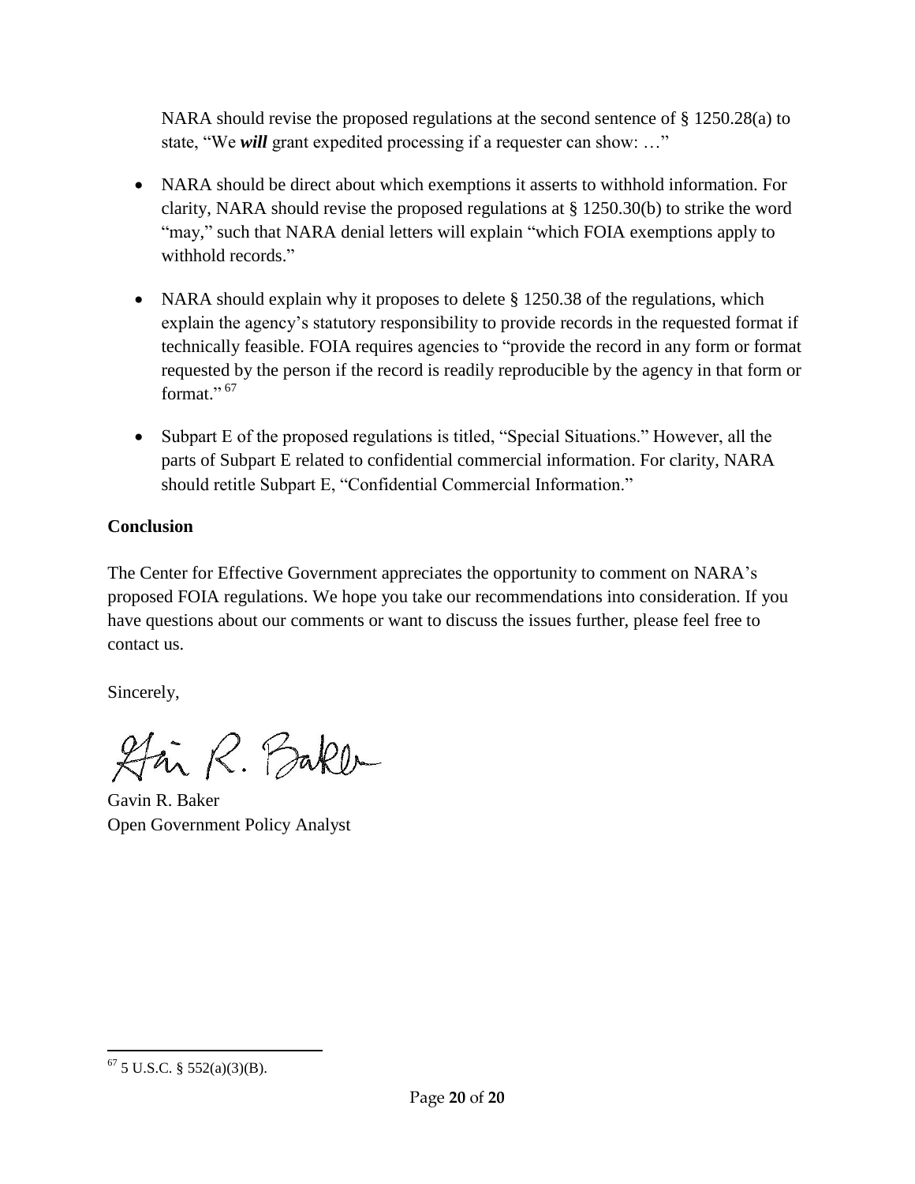NARA should revise the proposed regulations at the second sentence of § 1250.28(a) to state, "We ***will*** grant expedited processing if a requester can show: …"

- NARA should be direct about which exemptions it asserts to withhold information. For clarity, NARA should revise the proposed regulations at § 1250.30(b) to strike the word "may," such that NARA denial letters will explain "which FOIA exemptions apply to withhold records."

- NARA should explain why it proposes to delete § 1250.38 of the regulations, which explain the agency's statutory responsibility to provide records in the requested format if technically feasible. FOIA requires agencies to "provide the record in any form or format requested by the person if the record is readily reproducible by the agency in that form or format." [67]

- Subpart E of the proposed regulations is titled, "Special Situations." However, all the parts of Subpart E related to confidential commercial information. For clarity, NARA should retitle Subpart E, "Confidential Commercial Information."

**Conclusion**

The Center for Effective Government appreciates the opportunity to comment on NARA's proposed FOIA regulations. We hope you take our recommendations into consideration. If you have questions about our comments or want to discuss the issues further, please feel free to contact us.

Sincerely,

Gavin R. Baker
Open Government Policy Analyst

[67] 5 U.S.C. § 552(a)(3)(B).